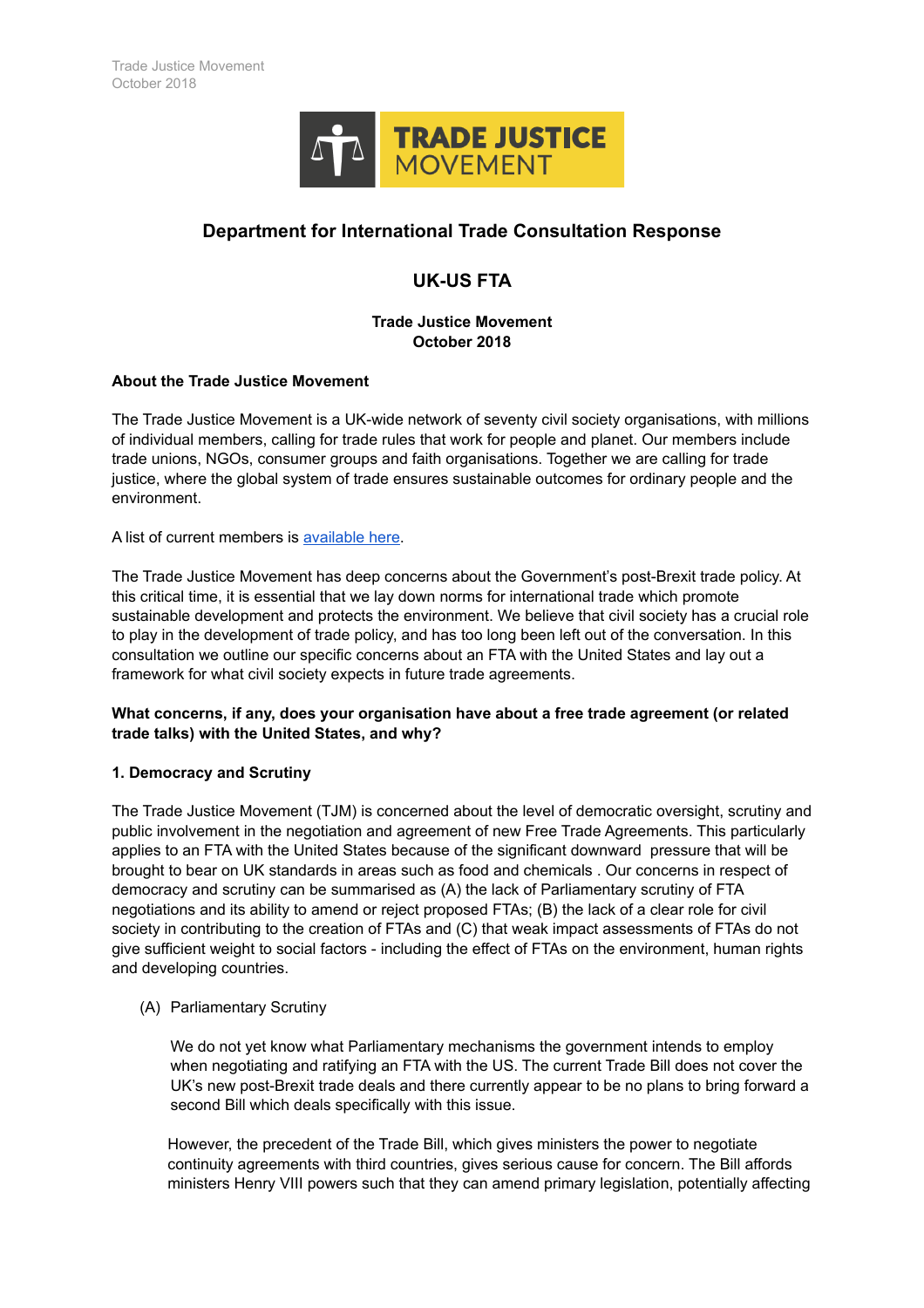# Department for International Trade Consultation Response

## UK-US FTA

**Trade Justice Movement**
**October 2018**

**About the Trade Justice Movement**

The Trade Justice Movement is a UK-wide network of seventy civil society organisations, with millions of individual members, calling for trade rules that work for people and planet. Our members include trade unions, NGOs, consumer groups and faith organisations. Together we are calling for trade justice, where the global system of trade ensures sustainable outcomes for ordinary people and the environment.

A list of current members is available here.

The Trade Justice Movement has deep concerns about the Government's post-Brexit trade policy. At this critical time, it is essential that we lay down norms for international trade which promote sustainable development and protects the environment. We believe that civil society has a crucial role to play in the development of trade policy, and has too long been left out of the conversation. In this consultation we outline our specific concerns about an FTA with the United States and lay out a framework for what civil society expects in future trade agreements.

**What concerns, if any, does your organisation have about a free trade agreement (or related trade talks) with the United States, and why?**

**1. Democracy and Scrutiny**

The Trade Justice Movement (TJM) is concerned about the level of democratic oversight, scrutiny and public involvement in the negotiation and agreement of new Free Trade Agreements. This particularly applies to an FTA with the United States because of the significant downward pressure that will be brought to bear on UK standards in areas such as food and chemicals . Our concerns in respect of democracy and scrutiny can be summarised as (A) the lack of Parliamentary scrutiny of FTA negotiations and its ability to amend or reject proposed FTAs; (B) the lack of a clear role for civil society in contributing to the creation of FTAs and (C) that weak impact assessments of FTAs do not give sufficient weight to social factors - including the effect of FTAs on the environment, human rights and developing countries.

(A) Parliamentary Scrutiny

We do not yet know what Parliamentary mechanisms the government intends to employ when negotiating and ratifying an FTA with the US. The current Trade Bill does not cover the UK's new post-Brexit trade deals and there currently appear to be no plans to bring forward a second Bill which deals specifically with this issue.

However, the precedent of the Trade Bill, which gives ministers the power to negotiate continuity agreements with third countries, gives serious cause for concern. The Bill affords ministers Henry VIII powers such that they can amend primary legislation, potentially affecting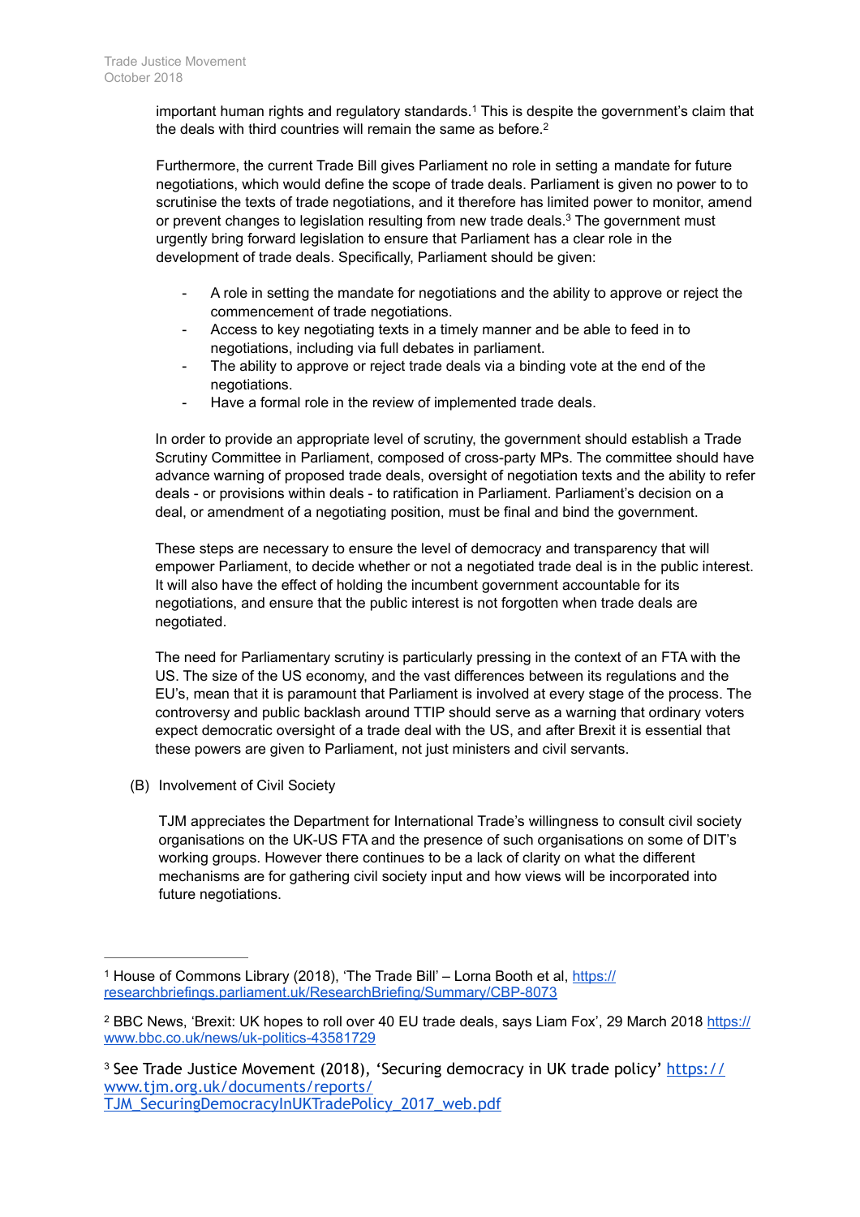important human rights and regulatory standards.[1] This is despite the government's claim that the deals with third countries will remain the same as before.[2]

Furthermore, the current Trade Bill gives Parliament no role in setting a mandate for future negotiations, which would define the scope of trade deals. Parliament is given no power to to scrutinise the texts of trade negotiations, and it therefore has limited power to monitor, amend or prevent changes to legislation resulting from new trade deals.[3] The government must urgently bring forward legislation to ensure that Parliament has a clear role in the development of trade deals. Specifically, Parliament should be given:

- A role in setting the mandate for negotiations and the ability to approve or reject the commencement of trade negotiations.
- Access to key negotiating texts in a timely manner and be able to feed in to negotiations, including via full debates in parliament.
- The ability to approve or reject trade deals via a binding vote at the end of the negotiations.
- Have a formal role in the review of implemented trade deals.

In order to provide an appropriate level of scrutiny, the government should establish a Trade Scrutiny Committee in Parliament, composed of cross-party MPs. The committee should have advance warning of proposed trade deals, oversight of negotiation texts and the ability to refer deals - or provisions within deals - to ratification in Parliament. Parliament's decision on a deal, or amendment of a negotiating position, must be final and bind the government.

These steps are necessary to ensure the level of democracy and transparency that will empower Parliament, to decide whether or not a negotiated trade deal is in the public interest. It will also have the effect of holding the incumbent government accountable for its negotiations, and ensure that the public interest is not forgotten when trade deals are negotiated.

The need for Parliamentary scrutiny is particularly pressing in the context of an FTA with the US. The size of the US economy, and the vast differences between its regulations and the EU's, mean that it is paramount that Parliament is involved at every stage of the process. The controversy and public backlash around TTIP should serve as a warning that ordinary voters expect democratic oversight of a trade deal with the US, and after Brexit it is essential that these powers are given to Parliament, not just ministers and civil servants.

(B) Involvement of Civil Society

TJM appreciates the Department for International Trade's willingness to consult civil society organisations on the UK-US FTA and the presence of such organisations on some of DIT's working groups. However there continues to be a lack of clarity on what the different mechanisms are for gathering civil society input and how views will be incorporated into future negotiations.

---

[1] House of Commons Library (2018), 'The Trade Bill' – Lorna Booth et al, https://researchbriefings.parliament.uk/ResearchBriefing/Summary/CBP-8073

[2] BBC News, 'Brexit: UK hopes to roll over 40 EU trade deals, says Liam Fox', 29 March 2018 https://www.bbc.co.uk/news/uk-politics-43581729

[3] See Trade Justice Movement (2018), 'Securing democracy in UK trade policy' https://www.tjm.org.uk/documents/reports/TJM_SecuringDemocracyInUKTradePolicy_2017_web.pdf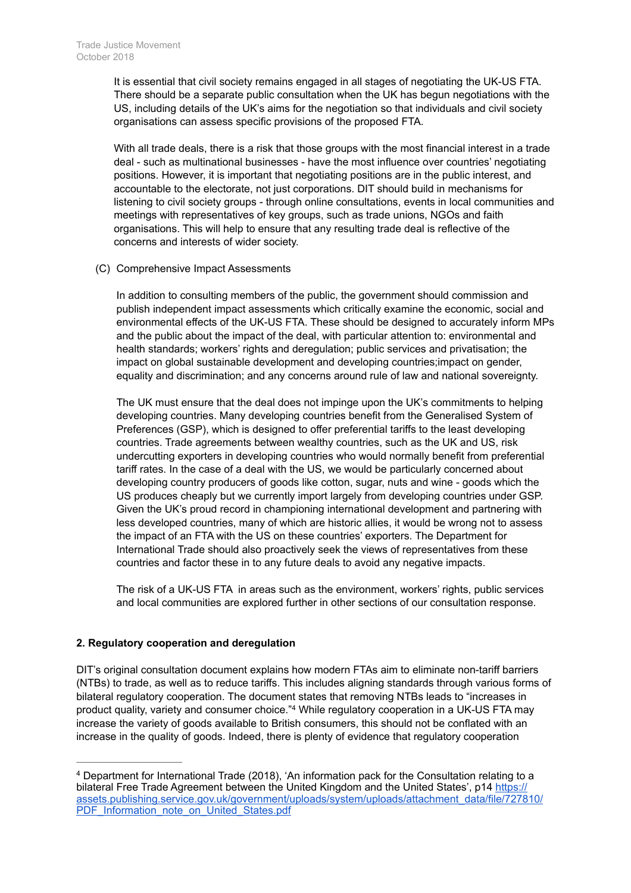It is essential that civil society remains engaged in all stages of negotiating the UK-US FTA. There should be a separate public consultation when the UK has begun negotiations with the US, including details of the UK's aims for the negotiation so that individuals and civil society organisations can assess specific provisions of the proposed FTA.

With all trade deals, there is a risk that those groups with the most financial interest in a trade deal - such as multinational businesses - have the most influence over countries' negotiating positions. However, it is important that negotiating positions are in the public interest, and accountable to the electorate, not just corporations. DIT should build in mechanisms for listening to civil society groups - through online consultations, events in local communities and meetings with representatives of key groups, such as trade unions, NGOs and faith organisations. This will help to ensure that any resulting trade deal is reflective of the concerns and interests of wider society.

(C) Comprehensive Impact Assessments

In addition to consulting members of the public, the government should commission and publish independent impact assessments which critically examine the economic, social and environmental effects of the UK-US FTA. These should be designed to accurately inform MPs and the public about the impact of the deal, with particular attention to: environmental and health standards; workers' rights and deregulation; public services and privatisation; the impact on global sustainable development and developing countries;impact on gender, equality and discrimination; and any concerns around rule of law and national sovereignty.

The UK must ensure that the deal does not impinge upon the UK's commitments to helping developing countries. Many developing countries benefit from the Generalised System of Preferences (GSP), which is designed to offer preferential tariffs to the least developing countries. Trade agreements between wealthy countries, such as the UK and US, risk undercutting exporters in developing countries who would normally benefit from preferential tariff rates. In the case of a deal with the US, we would be particularly concerned about developing country producers of goods like cotton, sugar, nuts and wine - goods which the US produces cheaply but we currently import largely from developing countries under GSP. Given the UK's proud record in championing international development and partnering with less developed countries, many of which are historic allies, it would be wrong not to assess the impact of an FTA with the US on these countries' exporters. The Department for International Trade should also proactively seek the views of representatives from these countries and factor these in to any future deals to avoid any negative impacts.

The risk of a UK-US FTA in areas such as the environment, workers' rights, public services and local communities are explored further in other sections of our consultation response.

**2. Regulatory cooperation and deregulation**

DIT's original consultation document explains how modern FTAs aim to eliminate non-tariff barriers (NTBs) to trade, as well as to reduce tariffs. This includes aligning standards through various forms of bilateral regulatory cooperation. The document states that removing NTBs leads to "increases in product quality, variety and consumer choice."[4] While regulatory cooperation in a UK-US FTA may increase the variety of goods available to British consumers, this should not be conflated with an increase in the quality of goods. Indeed, there is plenty of evidence that regulatory cooperation

[4] Department for International Trade (2018), 'An information pack for the Consultation relating to a bilateral Free Trade Agreement between the United Kingdom and the United States', p14 https://assets.publishing.service.gov.uk/government/uploads/system/uploads/attachment_data/file/727810/PDF_Information_note_on_United_States.pdf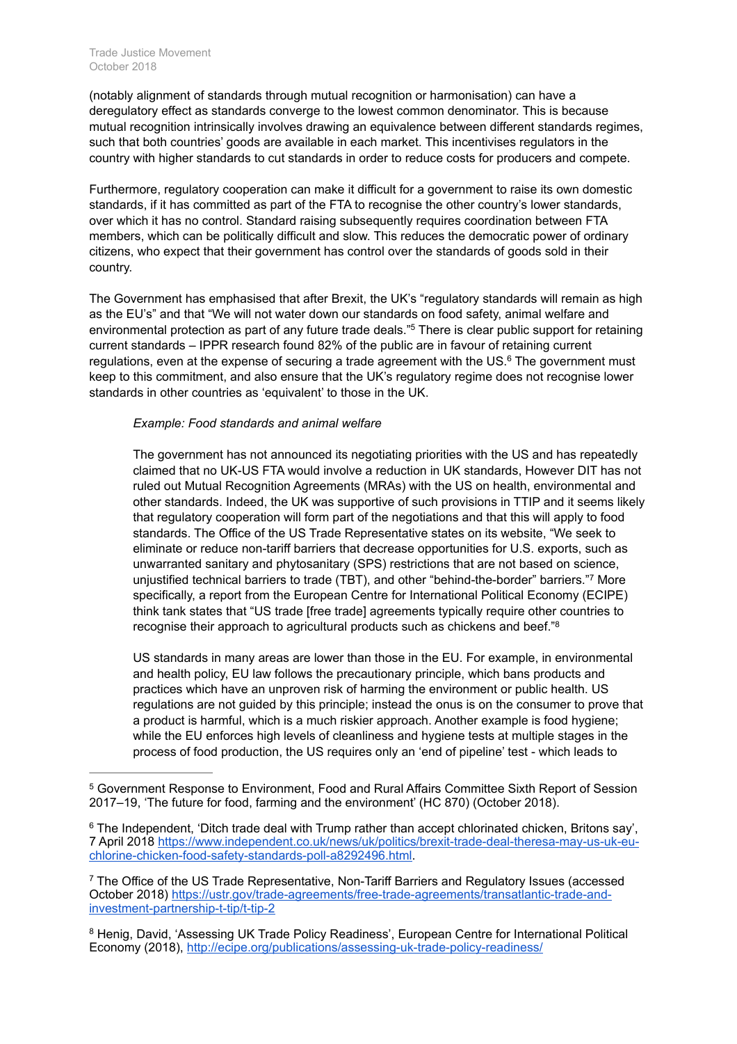(notably alignment of standards through mutual recognition or harmonisation) can have a deregulatory effect as standards converge to the lowest common denominator. This is because mutual recognition intrinsically involves drawing an equivalence between different standards regimes, such that both countries' goods are available in each market. This incentivises regulators in the country with higher standards to cut standards in order to reduce costs for producers and compete.

Furthermore, regulatory cooperation can make it difficult for a government to raise its own domestic standards, if it has committed as part of the FTA to recognise the other country's lower standards, over which it has no control. Standard raising subsequently requires coordination between FTA members, which can be politically difficult and slow. This reduces the democratic power of ordinary citizens, who expect that their government has control over the standards of goods sold in their country.

The Government has emphasised that after Brexit, the UK's "regulatory standards will remain as high as the EU's" and that "We will not water down our standards on food safety, animal welfare and environmental protection as part of any future trade deals."[5] There is clear public support for retaining current standards – IPPR research found 82% of the public are in favour of retaining current regulations, even at the expense of securing a trade agreement with the US.[6] The government must keep to this commitment, and also ensure that the UK's regulatory regime does not recognise lower standards in other countries as 'equivalent' to those in the UK.

> *Example: Food standards and animal welfare*
>
> The government has not announced its negotiating priorities with the US and has repeatedly claimed that no UK-US FTA would involve a reduction in UK standards, However DIT has not ruled out Mutual Recognition Agreements (MRAs) with the US on health, environmental and other standards. Indeed, the UK was supportive of such provisions in TTIP and it seems likely that regulatory cooperation will form part of the negotiations and that this will apply to food standards. The Office of the US Trade Representative states on its website, "We seek to eliminate or reduce non-tariff barriers that decrease opportunities for U.S. exports, such as unwarranted sanitary and phytosanitary (SPS) restrictions that are not based on science, unjustified technical barriers to trade (TBT), and other "behind-the-border" barriers."[7] More specifically, a report from the European Centre for International Political Economy (ECIPE) think tank states that "US trade [free trade] agreements typically require other countries to recognise their approach to agricultural products such as chickens and beef."[8]
>
> US standards in many areas are lower than those in the EU. For example, in environmental and health policy, EU law follows the precautionary principle, which bans products and practices which have an unproven risk of harming the environment or public health. US regulations are not guided by this principle; instead the onus is on the consumer to prove that a product is harmful, which is a much riskier approach. Another example is food hygiene; while the EU enforces high levels of cleanliness and hygiene tests at multiple stages in the process of food production, the US requires only an 'end of pipeline' test - which leads to

---

[5] Government Response to Environment, Food and Rural Affairs Committee Sixth Report of Session 2017–19, 'The future for food, farming and the environment' (HC 870) (October 2018).

[6] The Independent, 'Ditch trade deal with Trump rather than accept chlorinated chicken, Britons say', 7 April 2018 https://www.independent.co.uk/news/uk/politics/brexit-trade-deal-theresa-may-us-uk-eu-chlorine-chicken-food-safety-standards-poll-a8292496.html.

[7] The Office of the US Trade Representative, Non-Tariff Barriers and Regulatory Issues (accessed October 2018) https://ustr.gov/trade-agreements/free-trade-agreements/transatlantic-trade-and-investment-partnership-t-tip/t-tip-2

[8] Henig, David, 'Assessing UK Trade Policy Readiness', European Centre for International Political Economy (2018), http://ecipe.org/publications/assessing-uk-trade-policy-readiness/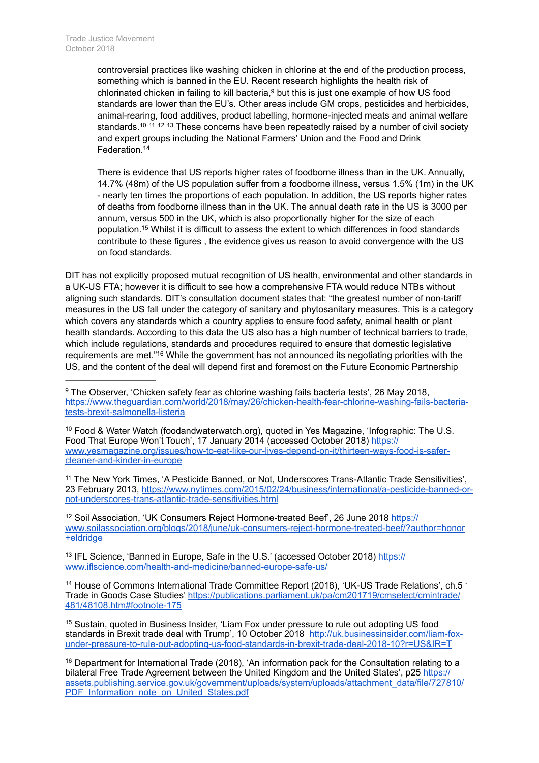controversial practices like washing chicken in chlorine at the end of the production process, something which is banned in the EU. Recent research highlights the health risk of chlorinated chicken in failing to kill bacteria,[9] but this is just one example of how US food standards are lower than the EU's. Other areas include GM crops, pesticides and herbicides, animal-rearing, food additives, product labelling, hormone-injected meats and animal welfare standards.[10] [11] [12] [13] These concerns have been repeatedly raised by a number of civil society and expert groups including the National Farmers' Union and the Food and Drink Federation.[14]

There is evidence that US reports higher rates of foodborne illness than in the UK. Annually, 14.7% (48m) of the US population suffer from a foodborne illness, versus 1.5% (1m) in the UK - nearly ten times the proportions of each population. In addition, the US reports higher rates of deaths from foodborne illness than in the UK. The annual death rate in the US is 3000 per annum, versus 500 in the UK, which is also proportionally higher for the size of each population.[15] Whilst it is difficult to assess the extent to which differences in food standards contribute to these figures , the evidence gives us reason to avoid convergence with the US on food standards.

DIT has not explicitly proposed mutual recognition of US health, environmental and other standards in a UK-US FTA; however it is difficult to see how a comprehensive FTA would reduce NTBs without aligning such standards. DIT's consultation document states that: "the greatest number of non-tariff measures in the US fall under the category of sanitary and phytosanitary measures. This is a category which covers any standards which a country applies to ensure food safety, animal health or plant health standards. According to this data the US also has a high number of technical barriers to trade, which include regulations, standards and procedures required to ensure that domestic legislative requirements are met."[16] While the government has not announced its negotiating priorities with the US, and the content of the deal will depend first and foremost on the Future Economic Partnership

---

[9] The Observer, 'Chicken safety fear as chlorine washing fails bacteria tests', 26 May 2018, https://www.theguardian.com/world/2018/may/26/chicken-health-fear-chlorine-washing-fails-bacteria-tests-brexit-salmonella-listeria

[10] Food & Water Watch (foodandwaterwatch.org), quoted in Yes Magazine, 'Infographic: The U.S. Food That Europe Won't Touch', 17 January 2014 (accessed October 2018) https://www.yesmagazine.org/issues/how-to-eat-like-our-lives-depend-on-it/thirteen-ways-food-is-safer-cleaner-and-kinder-in-europe

[11] The New York Times, 'A Pesticide Banned, or Not, Underscores Trans-Atlantic Trade Sensitivities', 23 February 2013, https://www.nytimes.com/2015/02/24/business/international/a-pesticide-banned-or-not-underscores-trans-atlantic-trade-sensitivities.html

[12] Soil Association, 'UK Consumers Reject Hormone-treated Beef', 26 June 2018 https://www.soilassociation.org/blogs/2018/june/uk-consumers-reject-hormone-treated-beef/?author=honor+eldridge

[13] IFL Science, 'Banned in Europe, Safe in the U.S.' (accessed October 2018) https://www.iflscience.com/health-and-medicine/banned-europe-safe-us/

[14] House of Commons International Trade Committee Report (2018), 'UK-US Trade Relations', ch.5 ' Trade in Goods Case Studies' https://publications.parliament.uk/pa/cm201719/cmselect/cmintrade/481/48108.htm#footnote-175

[15] Sustain, quoted in Business Insider, 'Liam Fox under pressure to rule out adopting US food standards in Brexit trade deal with Trump', 10 October 2018 http://uk.businessinsider.com/liam-fox-under-pressure-to-rule-out-adopting-us-food-standards-in-brexit-trade-deal-2018-10?r=US&IR=T

[16] Department for International Trade (2018), 'An information pack for the Consultation relating to a bilateral Free Trade Agreement between the United Kingdom and the United States', p25 https://assets.publishing.service.gov.uk/government/uploads/system/uploads/attachment_data/file/727810/PDF_Information_note_on_United_States.pdf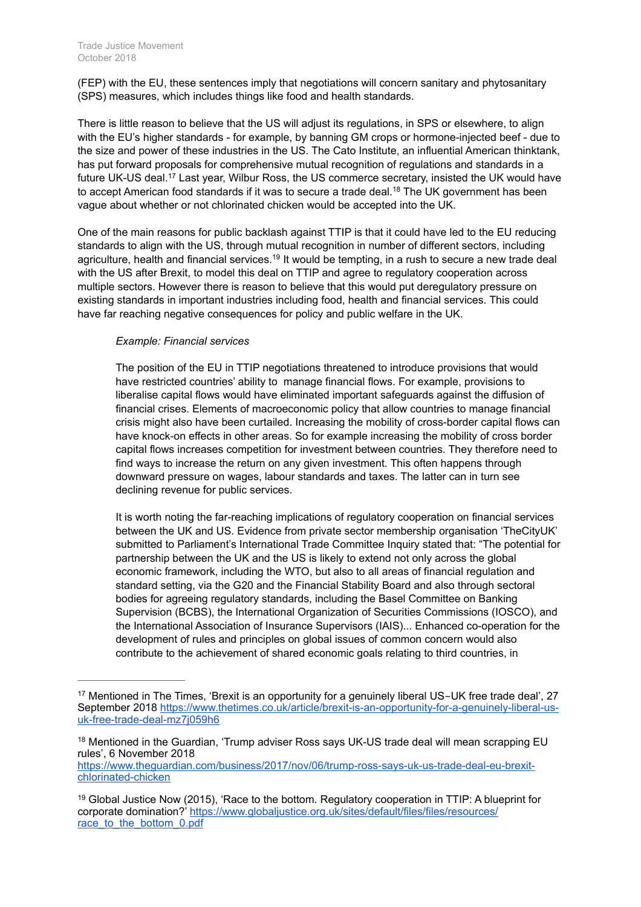(FEP) with the EU, these sentences imply that negotiations will concern sanitary and phytosanitary (SPS) measures, which includes things like food and health standards.

There is little reason to believe that the US will adjust its regulations, in SPS or elsewhere, to align with the EU's higher standards - for example, by banning GM crops or hormone-injected beef - due to the size and power of these industries in the US. The Cato Institute, an influential American thinktank, has put forward proposals for comprehensive mutual recognition of regulations and standards in a future UK-US deal.[17] Last year, Wilbur Ross, the US commerce secretary, insisted the UK would have to accept American food standards if it was to secure a trade deal.[18] The UK government has been vague about whether or not chlorinated chicken would be accepted into the UK.

One of the main reasons for public backlash against TTIP is that it could have led to the EU reducing standards to align with the US, through mutual recognition in number of different sectors, including agriculture, health and financial services.[19] It would be tempting, in a rush to secure a new trade deal with the US after Brexit, to model this deal on TTIP and agree to regulatory cooperation across multiple sectors. However there is reason to believe that this would put deregulatory pressure on existing standards in important industries including food, health and financial services. This could have far reaching negative consequences for policy and public welfare in the UK.

> *Example: Financial services*
>
> The position of the EU in TTIP negotiations threatened to introduce provisions that would have restricted countries' ability to manage financial flows. For example, provisions to liberalise capital flows would have eliminated important safeguards against the diffusion of financial crises. Elements of macroeconomic policy that allow countries to manage financial crisis might also have been curtailed. Increasing the mobility of cross-border capital flows can have knock-on effects in other areas. So for example increasing the mobility of cross border capital flows increases competition for investment between countries. They therefore need to find ways to increase the return on any given investment. This often happens through downward pressure on wages, labour standards and taxes. The latter can in turn see declining revenue for public services.
>
> It is worth noting the far-reaching implications of regulatory cooperation on financial services between the UK and US. Evidence from private sector membership organisation 'TheCityUK' submitted to Parliament's International Trade Committee Inquiry stated that: "The potential for partnership between the UK and the US is likely to extend not only across the global economic framework, including the WTO, but also to all areas of financial regulation and standard setting, via the G20 and the Financial Stability Board and also through sectoral bodies for agreeing regulatory standards, including the Basel Committee on Banking Supervision (BCBS), the International Organization of Securities Commissions (IOSCO), and the International Association of Insurance Supervisors (IAIS)... Enhanced co-operation for the development of rules and principles on global issues of common concern would also contribute to the achievement of shared economic goals relating to third countries, in

---

[17] Mentioned in The Times, 'Brexit is an opportunity for a genuinely liberal US–UK free trade deal', 27 September 2018 https://www.thetimes.co.uk/article/brexit-is-an-opportunity-for-a-genuinely-liberal-us-uk-free-trade-deal-mz7j059h6

[18] Mentioned in the Guardian, 'Trump adviser Ross says UK-US trade deal will mean scrapping EU rules', 6 November 2018 https://www.theguardian.com/business/2017/nov/06/trump-ross-says-uk-us-trade-deal-eu-brexit-chlorinated-chicken

[19] Global Justice Now (2015), 'Race to the bottom. Regulatory cooperation in TTIP: A blueprint for corporate domination?' https://www.globaljustice.org.uk/sites/default/files/files/resources/race_to_the_bottom_0.pdf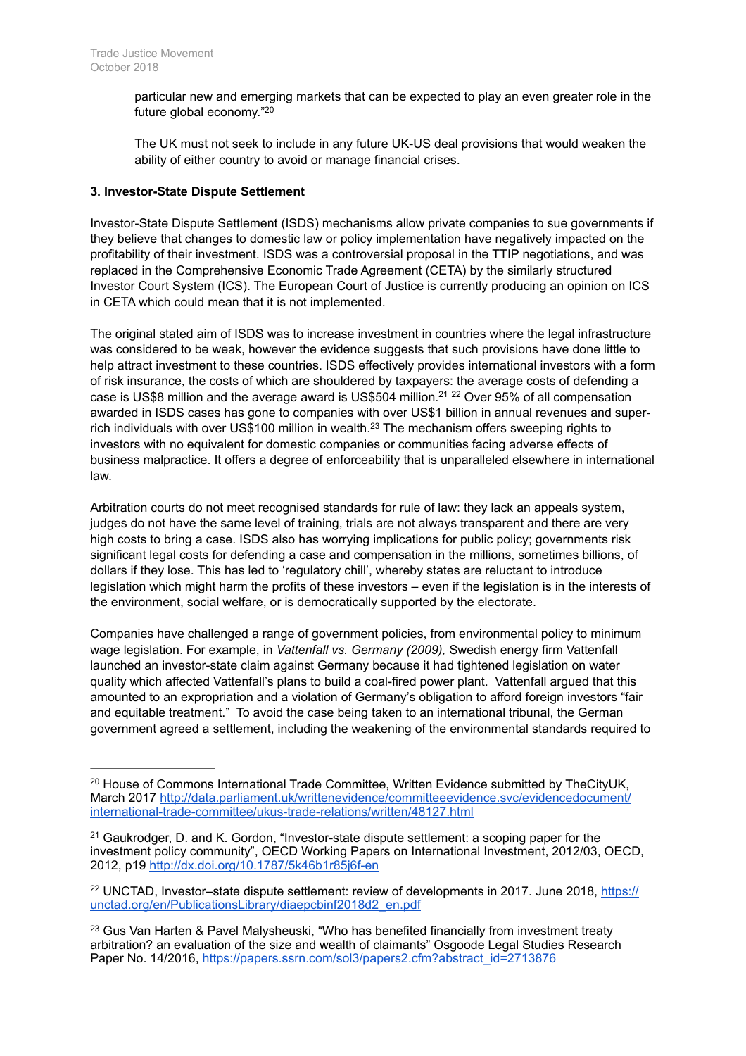particular new and emerging markets that can be expected to play an even greater role in the future global economy."[20]

The UK must not seek to include in any future UK-US deal provisions that would weaken the ability of either country to avoid or manage financial crises.

**3. Investor-State Dispute Settlement**

Investor-State Dispute Settlement (ISDS) mechanisms allow private companies to sue governments if they believe that changes to domestic law or policy implementation have negatively impacted on the profitability of their investment. ISDS was a controversial proposal in the TTIP negotiations, and was replaced in the Comprehensive Economic Trade Agreement (CETA) by the similarly structured Investor Court System (ICS). The European Court of Justice is currently producing an opinion on ICS in CETA which could mean that it is not implemented.

The original stated aim of ISDS was to increase investment in countries where the legal infrastructure was considered to be weak, however the evidence suggests that such provisions have done little to help attract investment to these countries. ISDS effectively provides international investors with a form of risk insurance, the costs of which are shouldered by taxpayers: the average costs of defending a case is US$8 million and the average award is US$504 million.[21] [22] Over 95% of all compensation awarded in ISDS cases has gone to companies with over US$1 billion in annual revenues and super-rich individuals with over US$100 million in wealth.[23] The mechanism offers sweeping rights to investors with no equivalent for domestic companies or communities facing adverse effects of business malpractice. It offers a degree of enforceability that is unparalleled elsewhere in international law.

Arbitration courts do not meet recognised standards for rule of law: they lack an appeals system, judges do not have the same level of training, trials are not always transparent and there are very high costs to bring a case. ISDS also has worrying implications for public policy; governments risk significant legal costs for defending a case and compensation in the millions, sometimes billions, of dollars if they lose. This has led to 'regulatory chill', whereby states are reluctant to introduce legislation which might harm the profits of these investors – even if the legislation is in the interests of the environment, social welfare, or is democratically supported by the electorate.

Companies have challenged a range of government policies, from environmental policy to minimum wage legislation. For example, in *Vattenfall vs. Germany (2009),* Swedish energy firm Vattenfall launched an investor-state claim against Germany because it had tightened legislation on water quality which affected Vattenfall's plans to build a coal-fired power plant. Vattenfall argued that this amounted to an expropriation and a violation of Germany's obligation to afford foreign investors "fair and equitable treatment." To avoid the case being taken to an international tribunal, the German government agreed a settlement, including the weakening of the environmental standards required to

---

[20] House of Commons International Trade Committee, Written Evidence submitted by TheCityUK, March 2017 http://data.parliament.uk/writtenevidence/committeeevidence.svc/evidencedocument/international-trade-committee/ukus-trade-relations/written/48127.html

[21] Gaukrodger, D. and K. Gordon, "Investor-state dispute settlement: a scoping paper for the investment policy community", OECD Working Papers on International Investment, 2012/03, OECD, 2012, p19 http://dx.doi.org/10.1787/5k46b1r85j6f-en

[22] UNCTAD, Investor–state dispute settlement: review of developments in 2017. June 2018, https://unctad.org/en/PublicationsLibrary/diaepcbinf2018d2_en.pdf

[23] Gus Van Harten & Pavel Malysheuski, "Who has benefited financially from investment treaty arbitration? an evaluation of the size and wealth of claimants" Osgoode Legal Studies Research Paper No. 14/2016, https://papers.ssrn.com/sol3/papers2.cfm?abstract_id=2713876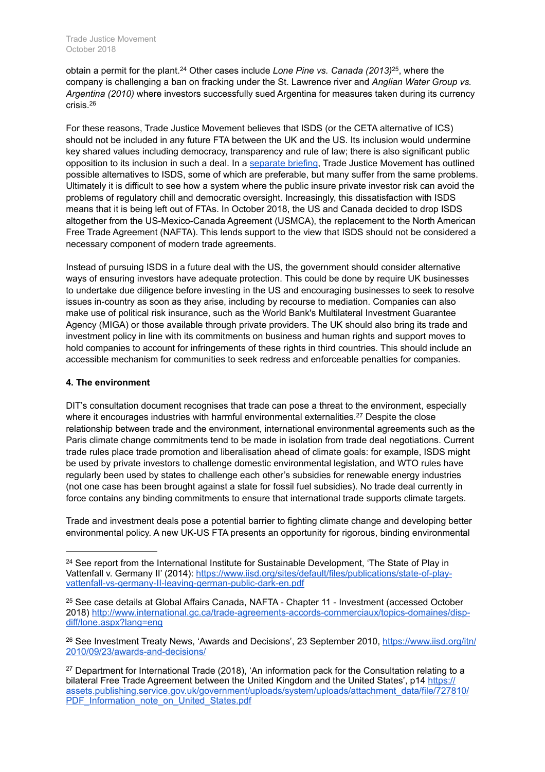obtain a permit for the plant.[24] Other cases include *Lone Pine vs. Canada (2013)*[25], where the company is challenging a ban on fracking under the St. Lawrence river and *Anglian Water Group vs. Argentina (2010)* where investors successfully sued Argentina for measures taken during its currency crisis.[26]

For these reasons, Trade Justice Movement believes that ISDS (or the CETA alternative of ICS) should not be included in any future FTA between the UK and the US. Its inclusion would undermine key shared values including democracy, transparency and rule of law; there is also significant public opposition to its inclusion in such a deal. In a separate briefing, Trade Justice Movement has outlined possible alternatives to ISDS, some of which are preferable, but many suffer from the same problems. Ultimately it is difficult to see how a system where the public insure private investor risk can avoid the problems of regulatory chill and democratic oversight. Increasingly, this dissatisfaction with ISDS means that it is being left out of FTAs. In October 2018, the US and Canada decided to drop ISDS altogether from the US-Mexico-Canada Agreement (USMCA), the replacement to the North American Free Trade Agreement (NAFTA). This lends support to the view that ISDS should not be considered a necessary component of modern trade agreements.

Instead of pursuing ISDS in a future deal with the US, the government should consider alternative ways of ensuring investors have adequate protection. This could be done by require UK businesses to undertake due diligence before investing in the US and encouraging businesses to seek to resolve issues in-country as soon as they arise, including by recourse to mediation. Companies can also make use of political risk insurance, such as the World Bank's Multilateral Investment Guarantee Agency (MIGA) or those available through private providers. The UK should also bring its trade and investment policy in line with its commitments on business and human rights and support moves to hold companies to account for infringements of these rights in third countries. This should include an accessible mechanism for communities to seek redress and enforceable penalties for companies.

**4. The environment**

DIT's consultation document recognises that trade can pose a threat to the environment, especially where it encourages industries with harmful environmental externalities.[27] Despite the close relationship between trade and the environment, international environmental agreements such as the Paris climate change commitments tend to be made in isolation from trade deal negotiations. Current trade rules place trade promotion and liberalisation ahead of climate goals: for example, ISDS might be used by private investors to challenge domestic environmental legislation, and WTO rules have regularly been used by states to challenge each other's subsidies for renewable energy industries (not one case has been brought against a state for fossil fuel subsidies). No trade deal currently in force contains any binding commitments to ensure that international trade supports climate targets.

Trade and investment deals pose a potential barrier to fighting climate change and developing better environmental policy. A new UK-US FTA presents an opportunity for rigorous, binding environmental

---

[24] See report from the International Institute for Sustainable Development, 'The State of Play in Vattenfall v. Germany II' (2014): https://www.iisd.org/sites/default/files/publications/state-of-play-vattenfall-vs-germany-II-leaving-german-public-dark-en.pdf

[25] See case details at Global Affairs Canada, NAFTA - Chapter 11 - Investment (accessed October 2018) http://www.international.gc.ca/trade-agreements-accords-commerciaux/topics-domaines/disp-diff/lone.aspx?lang=eng

[26] See Investment Treaty News, 'Awards and Decisions', 23 September 2010, https://www.iisd.org/itn/2010/09/23/awards-and-decisions/

[27] Department for International Trade (2018), 'An information pack for the Consultation relating to a bilateral Free Trade Agreement between the United Kingdom and the United States', p14 https://assets.publishing.service.gov.uk/government/uploads/system/uploads/attachment_data/file/727810/PDF_Information_note_on_United_States.pdf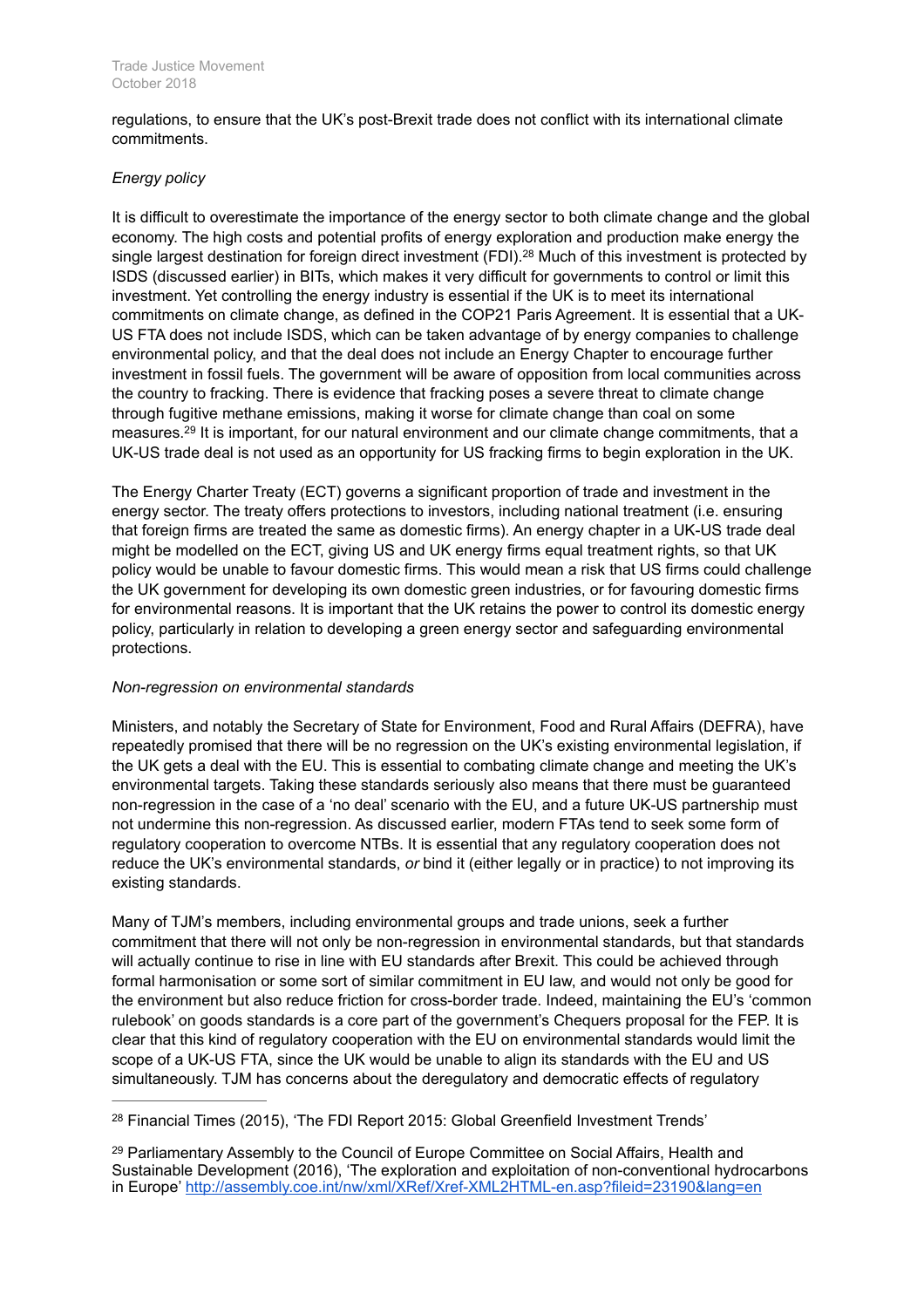regulations, to ensure that the UK's post-Brexit trade does not conflict with its international climate commitments.

*Energy policy*

It is difficult to overestimate the importance of the energy sector to both climate change and the global economy. The high costs and potential profits of energy exploration and production make energy the single largest destination for foreign direct investment (FDI).[28] Much of this investment is protected by ISDS (discussed earlier) in BITs, which makes it very difficult for governments to control or limit this investment. Yet controlling the energy industry is essential if the UK is to meet its international commitments on climate change, as defined in the COP21 Paris Agreement. It is essential that a UK-US FTA does not include ISDS, which can be taken advantage of by energy companies to challenge environmental policy, and that the deal does not include an Energy Chapter to encourage further investment in fossil fuels. The government will be aware of opposition from local communities across the country to fracking. There is evidence that fracking poses a severe threat to climate change through fugitive methane emissions, making it worse for climate change than coal on some measures.[29] It is important, for our natural environment and our climate change commitments, that a UK-US trade deal is not used as an opportunity for US fracking firms to begin exploration in the UK.

The Energy Charter Treaty (ECT) governs a significant proportion of trade and investment in the energy sector. The treaty offers protections to investors, including national treatment (i.e. ensuring that foreign firms are treated the same as domestic firms). An energy chapter in a UK-US trade deal might be modelled on the ECT, giving US and UK energy firms equal treatment rights, so that UK policy would be unable to favour domestic firms. This would mean a risk that US firms could challenge the UK government for developing its own domestic green industries, or for favouring domestic firms for environmental reasons. It is important that the UK retains the power to control its domestic energy policy, particularly in relation to developing a green energy sector and safeguarding environmental protections.

*Non-regression on environmental standards*

Ministers, and notably the Secretary of State for Environment, Food and Rural Affairs (DEFRA), have repeatedly promised that there will be no regression on the UK's existing environmental legislation, if the UK gets a deal with the EU. This is essential to combating climate change and meeting the UK's environmental targets. Taking these standards seriously also means that there must be guaranteed non-regression in the case of a 'no deal' scenario with the EU, and a future UK-US partnership must not undermine this non-regression. As discussed earlier, modern FTAs tend to seek some form of regulatory cooperation to overcome NTBs. It is essential that any regulatory cooperation does not reduce the UK's environmental standards, *or* bind it (either legally or in practice) to not improving its existing standards.

Many of TJM's members, including environmental groups and trade unions, seek a further commitment that there will not only be non-regression in environmental standards, but that standards will actually continue to rise in line with EU standards after Brexit. This could be achieved through formal harmonisation or some sort of similar commitment in EU law, and would not only be good for the environment but also reduce friction for cross-border trade. Indeed, maintaining the EU's 'common rulebook' on goods standards is a core part of the government's Chequers proposal for the FEP. It is clear that this kind of regulatory cooperation with the EU on environmental standards would limit the scope of a UK-US FTA, since the UK would be unable to align its standards with the EU and US simultaneously. TJM has concerns about the deregulatory and democratic effects of regulatory

[28] Financial Times (2015), 'The FDI Report 2015: Global Greenfield Investment Trends'

[29] Parliamentary Assembly to the Council of Europe Committee on Social Affairs, Health and Sustainable Development (2016), 'The exploration and exploitation of non-conventional hydrocarbons in Europe' http://assembly.coe.int/nw/xml/XRef/Xref-XML2HTML-en.asp?fileid=23190&lang=en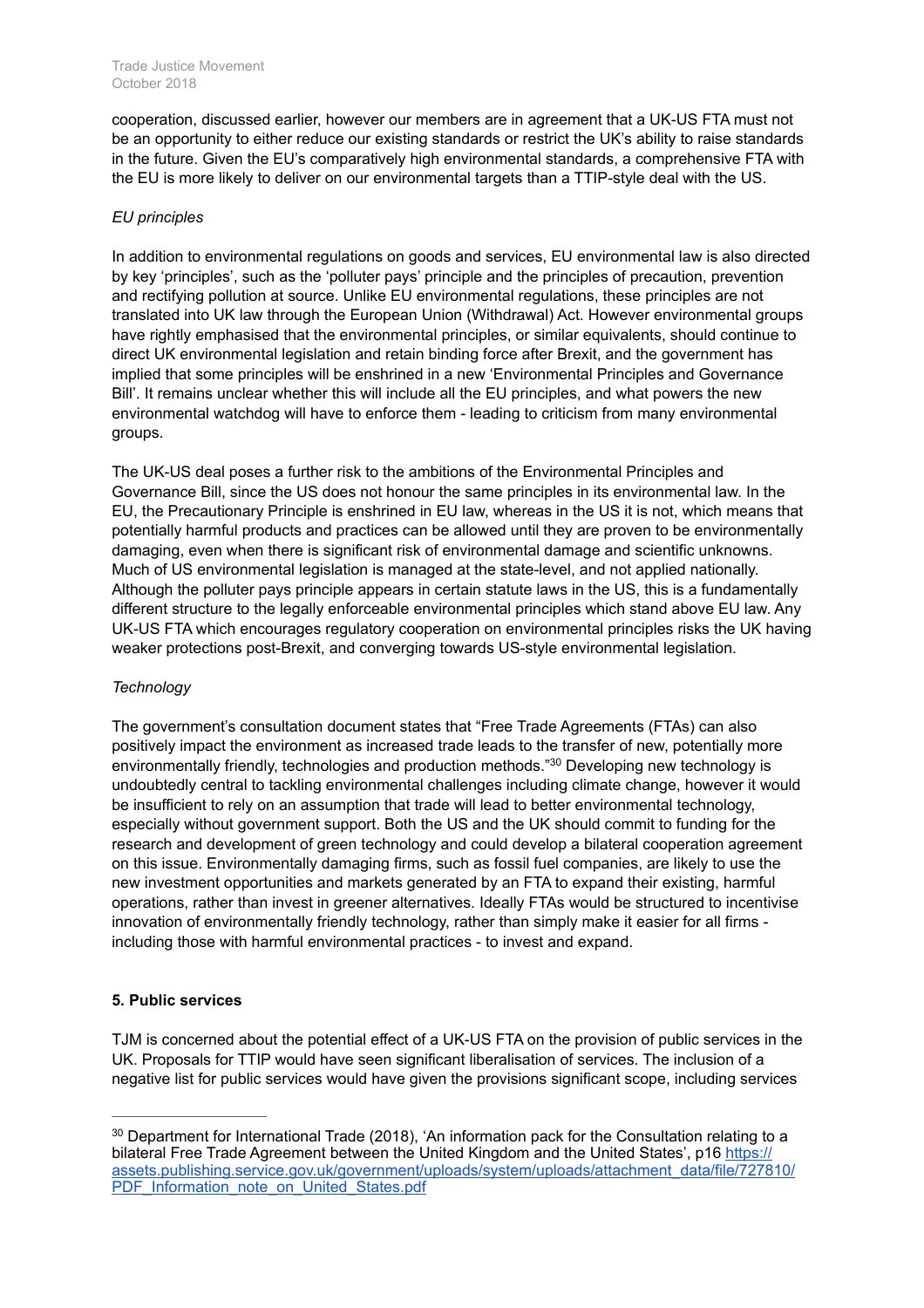cooperation, discussed earlier, however our members are in agreement that a UK-US FTA must not be an opportunity to either reduce our existing standards or restrict the UK's ability to raise standards in the future. Given the EU's comparatively high environmental standards, a comprehensive FTA with the EU is more likely to deliver on our environmental targets than a TTIP-style deal with the US.

*EU principles*

In addition to environmental regulations on goods and services, EU environmental law is also directed by key 'principles', such as the 'polluter pays' principle and the principles of precaution, prevention and rectifying pollution at source. Unlike EU environmental regulations, these principles are not translated into UK law through the European Union (Withdrawal) Act. However environmental groups have rightly emphasised that the environmental principles, or similar equivalents, should continue to direct UK environmental legislation and retain binding force after Brexit, and the government has implied that some principles will be enshrined in a new 'Environmental Principles and Governance Bill'. It remains unclear whether this will include all the EU principles, and what powers the new environmental watchdog will have to enforce them - leading to criticism from many environmental groups.

The UK-US deal poses a further risk to the ambitions of the Environmental Principles and Governance Bill, since the US does not honour the same principles in its environmental law. In the EU, the Precautionary Principle is enshrined in EU law, whereas in the US it is not, which means that potentially harmful products and practices can be allowed until they are proven to be environmentally damaging, even when there is significant risk of environmental damage and scientific unknowns. Much of US environmental legislation is managed at the state-level, and not applied nationally. Although the polluter pays principle appears in certain statute laws in the US, this is a fundamentally different structure to the legally enforceable environmental principles which stand above EU law. Any UK-US FTA which encourages regulatory cooperation on environmental principles risks the UK having weaker protections post-Brexit, and converging towards US-style environmental legislation.

*Technology*

The government's consultation document states that "Free Trade Agreements (FTAs) can also positively impact the environment as increased trade leads to the transfer of new, potentially more environmentally friendly, technologies and production methods."[30] Developing new technology is undoubtedly central to tackling environmental challenges including climate change, however it would be insufficient to rely on an assumption that trade will lead to better environmental technology, especially without government support. Both the US and the UK should commit to funding for the research and development of green technology and could develop a bilateral cooperation agreement on this issue. Environmentally damaging firms, such as fossil fuel companies, are likely to use the new investment opportunities and markets generated by an FTA to expand their existing, harmful operations, rather than invest in greener alternatives. Ideally FTAs would be structured to incentivise innovation of environmentally friendly technology, rather than simply make it easier for all firms - including those with harmful environmental practices - to invest and expand.

## 5. Public services

TJM is concerned about the potential effect of a UK-US FTA on the provision of public services in the UK. Proposals for TTIP would have seen significant liberalisation of services. The inclusion of a negative list for public services would have given the provisions significant scope, including services

---

[30] Department for International Trade (2018), 'An information pack for the Consultation relating to a bilateral Free Trade Agreement between the United Kingdom and the United States', p16 https://assets.publishing.service.gov.uk/government/uploads/system/uploads/attachment_data/file/727810/PDF_Information_note_on_United_States.pdf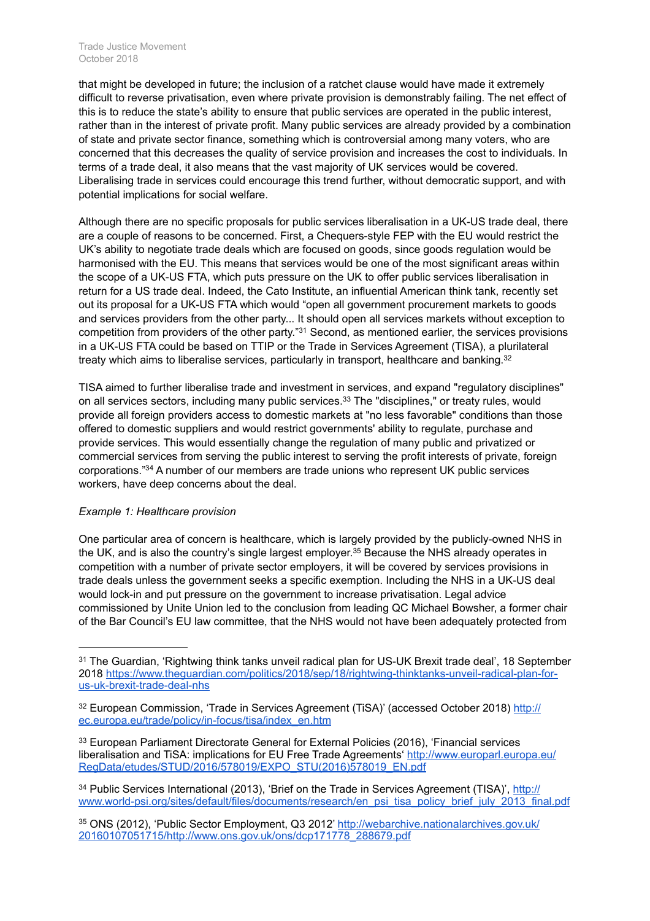that might be developed in future; the inclusion of a ratchet clause would have made it extremely difficult to reverse privatisation, even where private provision is demonstrably failing. The net effect of this is to reduce the state's ability to ensure that public services are operated in the public interest, rather than in the interest of private profit. Many public services are already provided by a combination of state and private sector finance, something which is controversial among many voters, who are concerned that this decreases the quality of service provision and increases the cost to individuals. In terms of a trade deal, it also means that the vast majority of UK services would be covered. Liberalising trade in services could encourage this trend further, without democratic support, and with potential implications for social welfare.

Although there are no specific proposals for public services liberalisation in a UK-US trade deal, there are a couple of reasons to be concerned. First, a Chequers-style FEP with the EU would restrict the UK's ability to negotiate trade deals which are focused on goods, since goods regulation would be harmonised with the EU. This means that services would be one of the most significant areas within the scope of a UK-US FTA, which puts pressure on the UK to offer public services liberalisation in return for a US trade deal. Indeed, the Cato Institute, an influential American think tank, recently set out its proposal for a UK-US FTA which would "open all government procurement markets to goods and services providers from the other party... It should open all services markets without exception to competition from providers of the other party."[31] Second, as mentioned earlier, the services provisions in a UK-US FTA could be based on TTIP or the Trade in Services Agreement (TISA), a plurilateral treaty which aims to liberalise services, particularly in transport, healthcare and banking.[32]

TISA aimed to further liberalise trade and investment in services, and expand "regulatory disciplines" on all services sectors, including many public services.[33] The "disciplines," or treaty rules, would provide all foreign providers access to domestic markets at "no less favorable" conditions than those offered to domestic suppliers and would restrict governments' ability to regulate, purchase and provide services. This would essentially change the regulation of many public and privatized or commercial services from serving the public interest to serving the profit interests of private, foreign corporations."[34] A number of our members are trade unions who represent UK public services workers, have deep concerns about the deal.

*Example 1: Healthcare provision*

One particular area of concern is healthcare, which is largely provided by the publicly-owned NHS in the UK, and is also the country's single largest employer.[35] Because the NHS already operates in competition with a number of private sector employers, it will be covered by services provisions in trade deals unless the government seeks a specific exemption. Including the NHS in a UK-US deal would lock-in and put pressure on the government to increase privatisation. Legal advice commissioned by Unite Union led to the conclusion from leading QC Michael Bowsher, a former chair of the Bar Council's EU law committee, that the NHS would not have been adequately protected from

---

[31] The Guardian, 'Rightwing think tanks unveil radical plan for US-UK Brexit trade deal', 18 September 2018 https://www.theguardian.com/politics/2018/sep/18/rightwing-thinktanks-unveil-radical-plan-for-us-uk-brexit-trade-deal-nhs

[32] European Commission, 'Trade in Services Agreement (TiSA)' (accessed October 2018) http://ec.europa.eu/trade/policy/in-focus/tisa/index_en.htm

[33] European Parliament Directorate General for External Policies (2016), 'Financial services liberalisation and TiSA: implications for EU Free Trade Agreements' http://www.europarl.europa.eu/RegData/etudes/STUD/2016/578019/EXPO_STU(2016)578019_EN.pdf

[34] Public Services International (2013), 'Brief on the Trade in Services Agreement (TISA)', http://www.world-psi.org/sites/default/files/documents/research/en_psi_tisa_policy_brief_july_2013_final.pdf

[35] ONS (2012), 'Public Sector Employment, Q3 2012' http://webarchive.nationalarchives.gov.uk/20160107051715/http://www.ons.gov.uk/ons/dcp171778_288679.pdf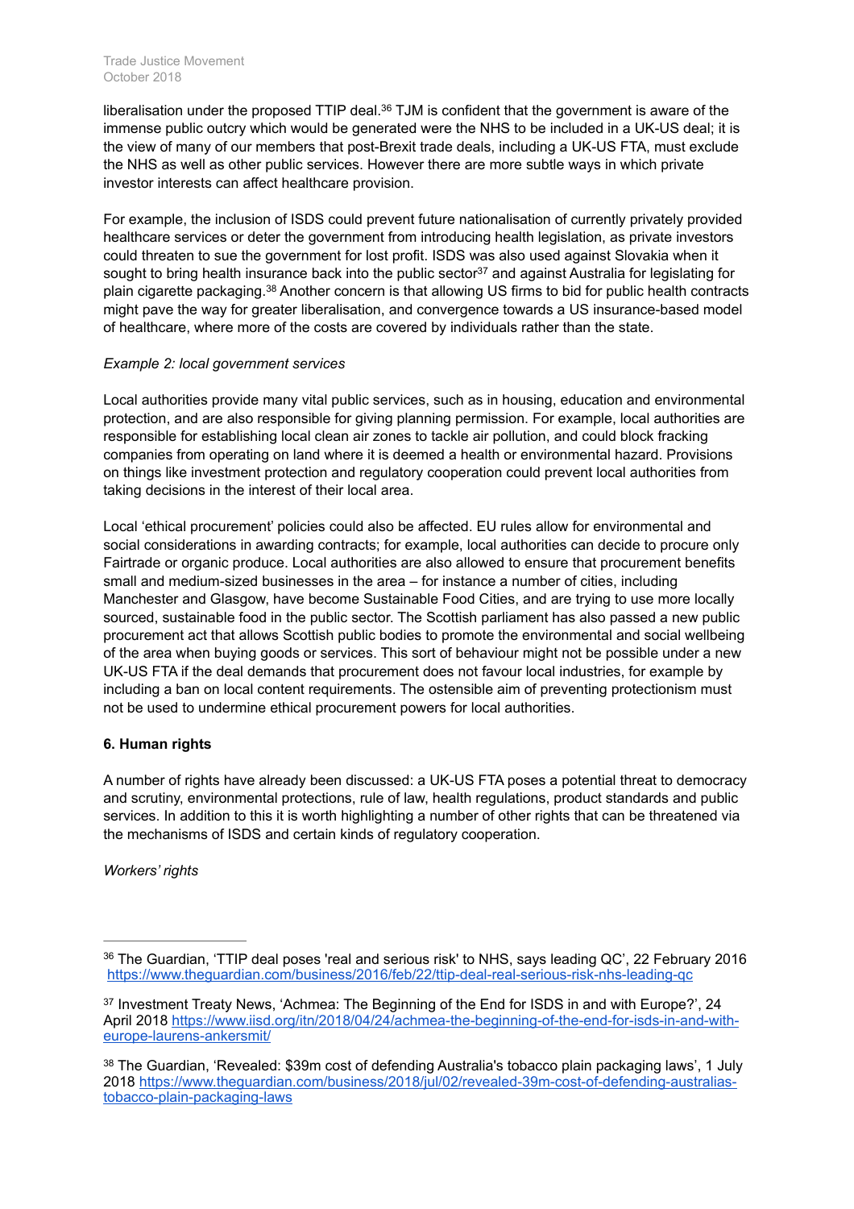liberalisation under the proposed TTIP deal.[36] TJM is confident that the government is aware of the immense public outcry which would be generated were the NHS to be included in a UK-US deal; it is the view of many of our members that post-Brexit trade deals, including a UK-US FTA, must exclude the NHS as well as other public services. However there are more subtle ways in which private investor interests can affect healthcare provision.

For example, the inclusion of ISDS could prevent future nationalisation of currently privately provided healthcare services or deter the government from introducing health legislation, as private investors could threaten to sue the government for lost profit. ISDS was also used against Slovakia when it sought to bring health insurance back into the public sector[37] and against Australia for legislating for plain cigarette packaging.[38] Another concern is that allowing US firms to bid for public health contracts might pave the way for greater liberalisation, and convergence towards a US insurance-based model of healthcare, where more of the costs are covered by individuals rather than the state.

*Example 2: local government services*

Local authorities provide many vital public services, such as in housing, education and environmental protection, and are also responsible for giving planning permission. For example, local authorities are responsible for establishing local clean air zones to tackle air pollution, and could block fracking companies from operating on land where it is deemed a health or environmental hazard. Provisions on things like investment protection and regulatory cooperation could prevent local authorities from taking decisions in the interest of their local area.

Local 'ethical procurement' policies could also be affected. EU rules allow for environmental and social considerations in awarding contracts; for example, local authorities can decide to procure only Fairtrade or organic produce. Local authorities are also allowed to ensure that procurement benefits small and medium-sized businesses in the area – for instance a number of cities, including Manchester and Glasgow, have become Sustainable Food Cities, and are trying to use more locally sourced, sustainable food in the public sector. The Scottish parliament has also passed a new public procurement act that allows Scottish public bodies to promote the environmental and social wellbeing of the area when buying goods or services. This sort of behaviour might not be possible under a new UK-US FTA if the deal demands that procurement does not favour local industries, for example by including a ban on local content requirements. The ostensible aim of preventing protectionism must not be used to undermine ethical procurement powers for local authorities.

### 6. Human rights

A number of rights have already been discussed: a UK-US FTA poses a potential threat to democracy and scrutiny, environmental protections, rule of law, health regulations, product standards and public services. In addition to this it is worth highlighting a number of other rights that can be threatened via the mechanisms of ISDS and certain kinds of regulatory cooperation.

*Workers' rights*

---

[36] The Guardian, 'TTIP deal poses 'real and serious risk' to NHS, says leading QC', 22 February 2016 https://www.theguardian.com/business/2016/feb/22/ttip-deal-real-serious-risk-nhs-leading-qc

[37] Investment Treaty News, 'Achmea: The Beginning of the End for ISDS in and with Europe?', 24 April 2018 https://www.iisd.org/itn/2018/04/24/achmea-the-beginning-of-the-end-for-isds-in-and-with-europe-laurens-ankersmit/

[38] The Guardian, 'Revealed: $39m cost of defending Australia's tobacco plain packaging laws', 1 July 2018 https://www.theguardian.com/business/2018/jul/02/revealed-39m-cost-of-defending-australias-tobacco-plain-packaging-laws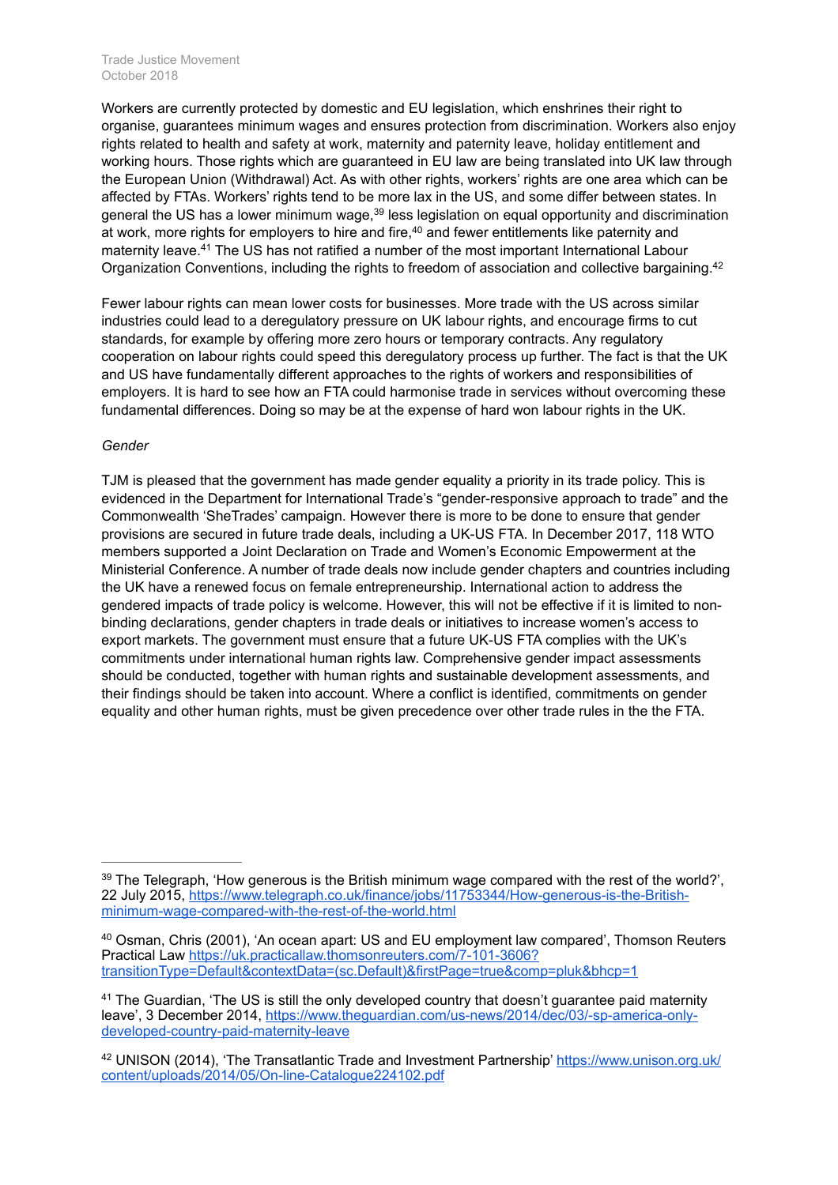Workers are currently protected by domestic and EU legislation, which enshrines their right to organise, guarantees minimum wages and ensures protection from discrimination. Workers also enjoy rights related to health and safety at work, maternity and paternity leave, holiday entitlement and working hours. Those rights which are guaranteed in EU law are being translated into UK law through the European Union (Withdrawal) Act. As with other rights, workers' rights are one area which can be affected by FTAs. Workers' rights tend to be more lax in the US, and some differ between states. In general the US has a lower minimum wage,[39] less legislation on equal opportunity and discrimination at work, more rights for employers to hire and fire,[40] and fewer entitlements like paternity and maternity leave.[41] The US has not ratified a number of the most important International Labour Organization Conventions, including the rights to freedom of association and collective bargaining.[42]

Fewer labour rights can mean lower costs for businesses. More trade with the US across similar industries could lead to a deregulatory pressure on UK labour rights, and encourage firms to cut standards, for example by offering more zero hours or temporary contracts. Any regulatory cooperation on labour rights could speed this deregulatory process up further. The fact is that the UK and US have fundamentally different approaches to the rights of workers and responsibilities of employers. It is hard to see how an FTA could harmonise trade in services without overcoming these fundamental differences. Doing so may be at the expense of hard won labour rights in the UK.

*Gender*

TJM is pleased that the government has made gender equality a priority in its trade policy. This is evidenced in the Department for International Trade's "gender-responsive approach to trade" and the Commonwealth 'SheTrades' campaign. However there is more to be done to ensure that gender provisions are secured in future trade deals, including a UK-US FTA. In December 2017, 118 WTO members supported a Joint Declaration on Trade and Women's Economic Empowerment at the Ministerial Conference. A number of trade deals now include gender chapters and countries including the UK have a renewed focus on female entrepreneurship. International action to address the gendered impacts of trade policy is welcome. However, this will not be effective if it is limited to non-binding declarations, gender chapters in trade deals or initiatives to increase women's access to export markets. The government must ensure that a future UK-US FTA complies with the UK's commitments under international human rights law. Comprehensive gender impact assessments should be conducted, together with human rights and sustainable development assessments, and their findings should be taken into account. Where a conflict is identified, commitments on gender equality and other human rights, must be given precedence over other trade rules in the the FTA.

---

[39] The Telegraph, 'How generous is the British minimum wage compared with the rest of the world?', 22 July 2015, https://www.telegraph.co.uk/finance/jobs/11753344/How-generous-is-the-British-minimum-wage-compared-with-the-rest-of-the-world.html

[40] Osman, Chris (2001), 'An ocean apart: US and EU employment law compared', Thomson Reuters Practical Law https://uk.practicallaw.thomsonreuters.com/7-101-3606?transitionType=Default&contextData=(sc.Default)&firstPage=true&comp=pluk&bhcp=1

[41] The Guardian, 'The US is still the only developed country that doesn't guarantee paid maternity leave', 3 December 2014, https://www.theguardian.com/us-news/2014/dec/03/-sp-america-only-developed-country-paid-maternity-leave

[42] UNISON (2014), 'The Transatlantic Trade and Investment Partnership' https://www.unison.org.uk/content/uploads/2014/05/On-line-Catalogue224102.pdf